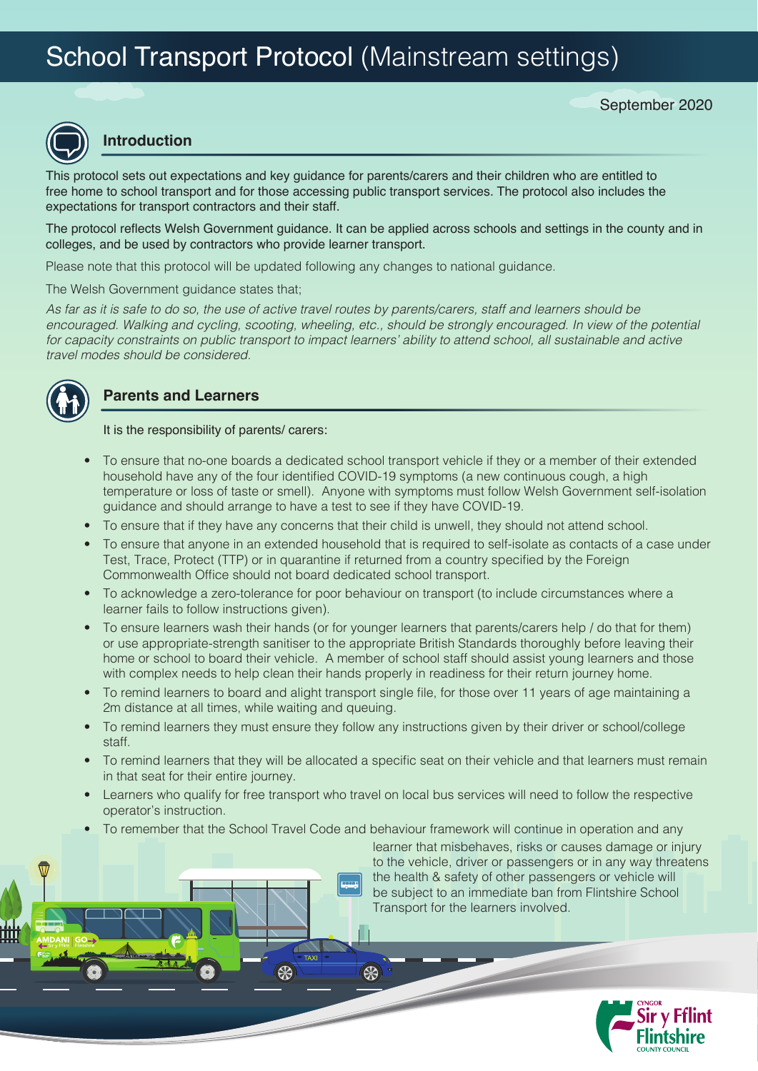# School Transport Protocol (Mainstream settings)

September 2020

## Introduction

This protocol sets out expectations and key guidance for parents/carers and their children who are entitled to free home to school transport and for those accessing public transport services. The protocol also includes the expectations for transport contractors and their staff.

The protocol reflects Welsh Government guidance. It can be applied across schools and settings in the county and in colleges, and be used by contractors who provide learner transport.

Please note that this protocol will be updated following any changes to national guidance.

The Welsh Government guidance states that;

*As far as it is safe to do so, the use of active travel routes by parents/carers, staff and learners should be encouraged. Walking and cycling, scooting, wheeling, etc., should be strongly encouraged. In view of the potential for capacity constraints on public transport to impact learners' ability to attend school, all sustainable and active travel modes should be considered.*

## Parents and Learners

It is the responsibility of parents/ carers:

- To ensure that no-one boards a dedicated school transport vehicle if they or a member of their extended household have any of the four identified COVID-19 symptoms (a new continuous cough, a high temperature or loss of taste or smell). Anyone with symptoms must follow Welsh Government self-isolation guidance and should arrange to have a test to see if they have COVID-19.
- To ensure that if they have any concerns that their child is unwell, they should not attend school.
- To ensure that anyone in an extended household that is required to self-isolate as contacts of a case under Test, Trace, Protect (TTP) or in quarantine if returned from a country specified by the Foreign Commonwealth Office should not board dedicated school transport.
- To acknowledge a zero-tolerance for poor behaviour on transport (to include circumstances where a learner fails to follow instructions given).
- To ensure learners wash their hands (or for younger learners that parents/carers help / do that for them) or use appropriate-strength sanitiser to the appropriate British Standards thoroughly before leaving their home or school to board their vehicle. A member of school staff should assist young learners and those with complex needs to help clean their hands properly in readiness for their return journey home.
- To remind learners to board and alight transport single file, for those over 11 years of age maintaining a 2m distance at all times, while waiting and queuing.
- To remind learners they must ensure they follow any instructions given by their driver or school/college staff.
- To remind learners that they will be allocated a specific seat on their vehicle and that learners must remain in that seat for their entire journey.
- Learners who qualify for free transport who travel on local bus services will need to follow the respective operator's instruction.
- To remember that the School Travel Code and behaviour framework will continue in operation and any learner that misbehaves, risks or causes damage or injury to the vehicle, driver or passengers or in any way threatens the health & safety of other passengers or vehicle will be subject to an immediate ban from Flintshire School Transport for the learners involved.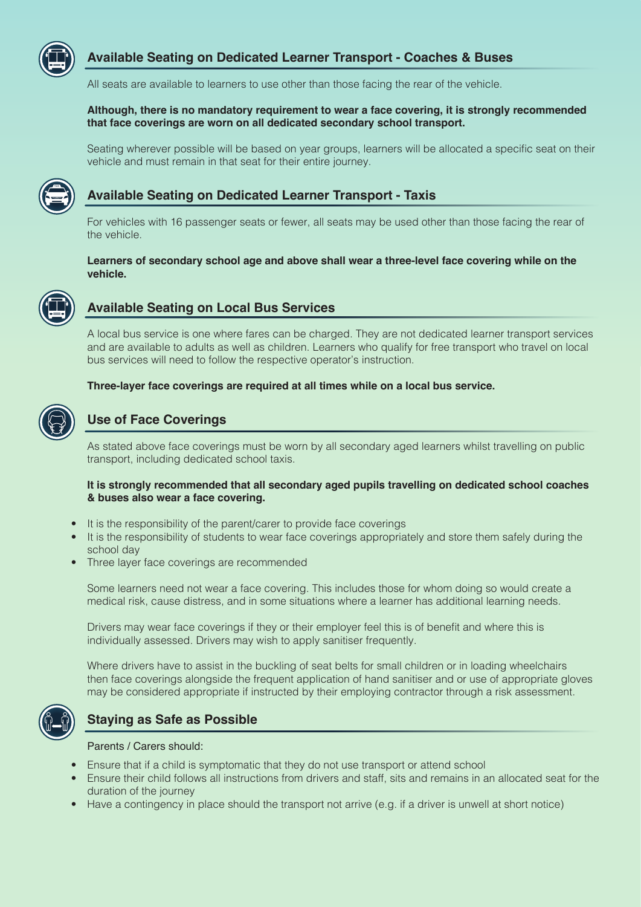## Available Seating on Dedicated Learner Transport - Coaches & Buses

All seats are available to learners to use other than those facing the rear of the vehicle.

**Although, there is no mandatory requirement to wear a face covering, it is strongly recommended that face coverings are worn on all dedicated secondary school transport.**

Seating wherever possible will be based on year groups, learners will be allocated a specific seat on their vehicle and must remain in that seat for their entire journey.

## Available Seating on Dedicated Learner Transport - Taxis

For vehicles with 16 passenger seats or fewer, all seats may be used other than those facing the rear of the vehicle.

**Learners of secondary school age and above shall wear a three-level face covering while on the vehicle.**

## Available Seating on Local Bus Services

A local bus service is one where fares can be charged. They are not dedicated learner transport services and are available to adults as well as children. Learners who qualify for free transport who travel on local bus services will need to follow the respective operator's instruction.

**Three-layer face coverings are required at all times while on a local bus service.**

## Use of Face Coverings

As stated above face coverings must be worn by all secondary aged learners whilst travelling on public transport, including dedicated school taxis.

**It is strongly recommended that all secondary aged pupils travelling on dedicated school coaches & buses also wear a face covering.**

- It is the responsibility of the parent/carer to provide face coverings
- It is the responsibility of students to wear face coverings appropriately and store them safely during the school day
- Three layer face coverings are recommended

Some learners need not wear a face covering. This includes those for whom doing so would create a medical risk, cause distress, and in some situations where a learner has additional learning needs.

Drivers may wear face coverings if they or their employer feel this is of benefit and where this is individually assessed. Drivers may wish to apply sanitiser frequently.

Where drivers have to assist in the buckling of seat belts for small children or in loading wheelchairs then face coverings alongside the frequent application of hand sanitiser and or use of appropriate gloves may be considered appropriate if instructed by their employing contractor through a risk assessment.

## Staying as Safe as Possible

Parents / Carers should:

- Ensure that if a child is symptomatic that they do not use transport or attend school
- Ensure their child follows all instructions from drivers and staff, sits and remains in an allocated seat for the duration of the journey
- Have a contingency in place should the transport not arrive (e.g. if a driver is unwell at short notice)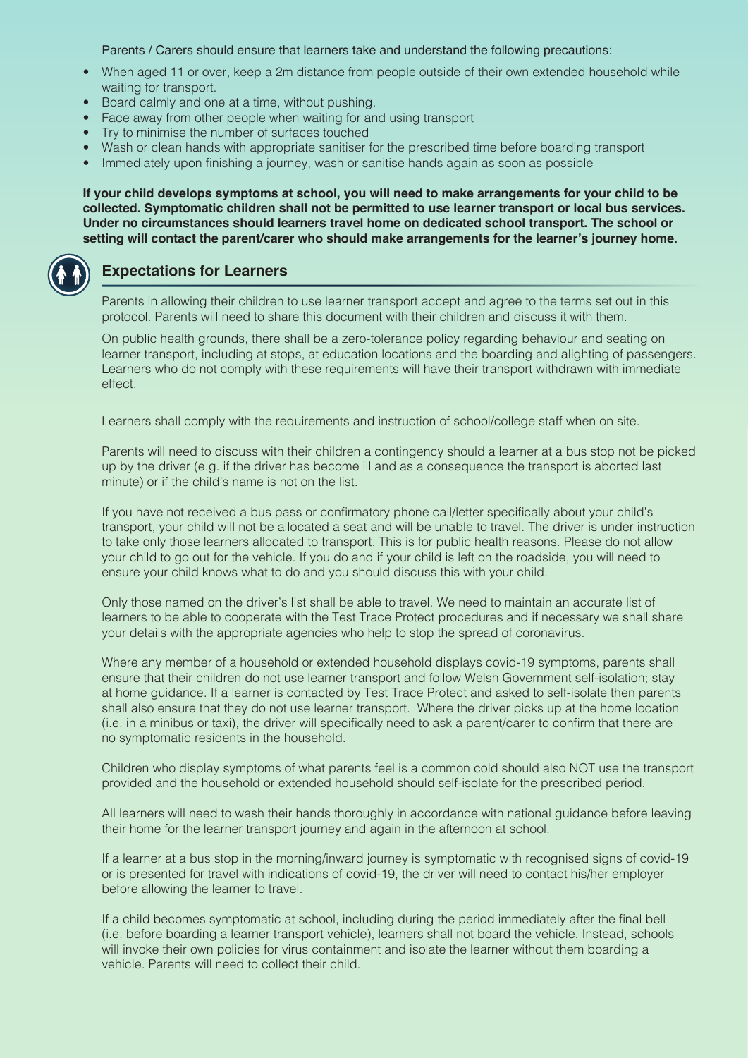Parents / Carers should ensure that learners take and understand the following precautions:

- When aged 11 or over, keep a 2m distance from people outside of their own extended household while waiting for transport.
- Board calmly and one at a time, without pushing.
- Face away from other people when waiting for and using transport
- Try to minimise the number of surfaces touched
- Wash or clean hands with appropriate sanitiser for the prescribed time before boarding transport
- Immediately upon finishing a journey, wash or sanitise hands again as soon as possible

**If your child develops symptoms at school, you will need to make arrangements for your child to be collected. Symptomatic children shall not be permitted to use learner transport or local bus services. Under no circumstances should learners travel home on dedicated school transport. The school or setting will contact the parent/carer who should make arrangements for the learner's journey home.**

## Expectations for Learners

Parents in allowing their children to use learner transport accept and agree to the terms set out in this protocol. Parents will need to share this document with their children and discuss it with them.

On public health grounds, there shall be a zero-tolerance policy regarding behaviour and seating on learner transport, including at stops, at education locations and the boarding and alighting of passengers. Learners who do not comply with these requirements will have their transport withdrawn with immediate effect.

Learners shall comply with the requirements and instruction of school/college staff when on site.

Parents will need to discuss with their children a contingency should a learner at a bus stop not be picked up by the driver (e.g. if the driver has become ill and as a consequence the transport is aborted last minute) or if the child's name is not on the list.

If you have not received a bus pass or confirmatory phone call/letter specifically about your child's transport, your child will not be allocated a seat and will be unable to travel. The driver is under instruction to take only those learners allocated to transport. This is for public health reasons. Please do not allow your child to go out for the vehicle. If you do and if your child is left on the roadside, you will need to ensure your child knows what to do and you should discuss this with your child.

Only those named on the driver's list shall be able to travel. We need to maintain an accurate list of learners to be able to cooperate with the Test Trace Protect procedures and if necessary we shall share your details with the appropriate agencies who help to stop the spread of coronavirus.

Where any member of a household or extended household displays covid-19 symptoms, parents shall ensure that their children do not use learner transport and follow Welsh Government self-isolation; stay at home guidance. If a learner is contacted by Test Trace Protect and asked to self-isolate then parents shall also ensure that they do not use learner transport. Where the driver picks up at the home location (i.e. in a minibus or taxi), the driver will specifically need to ask a parent/carer to confirm that there are no symptomatic residents in the household.

Children who display symptoms of what parents feel is a common cold should also NOT use the transport provided and the household or extended household should self-isolate for the prescribed period.

All learners will need to wash their hands thoroughly in accordance with national guidance before leaving their home for the learner transport journey and again in the afternoon at school.

If a learner at a bus stop in the morning/inward journey is symptomatic with recognised signs of covid-19 or is presented for travel with indications of covid-19, the driver will need to contact his/her employer before allowing the learner to travel.

If a child becomes symptomatic at school, including during the period immediately after the final bell (i.e. before boarding a learner transport vehicle), learners shall not board the vehicle. Instead, schools will invoke their own policies for virus containment and isolate the learner without them boarding a vehicle. Parents will need to collect their child.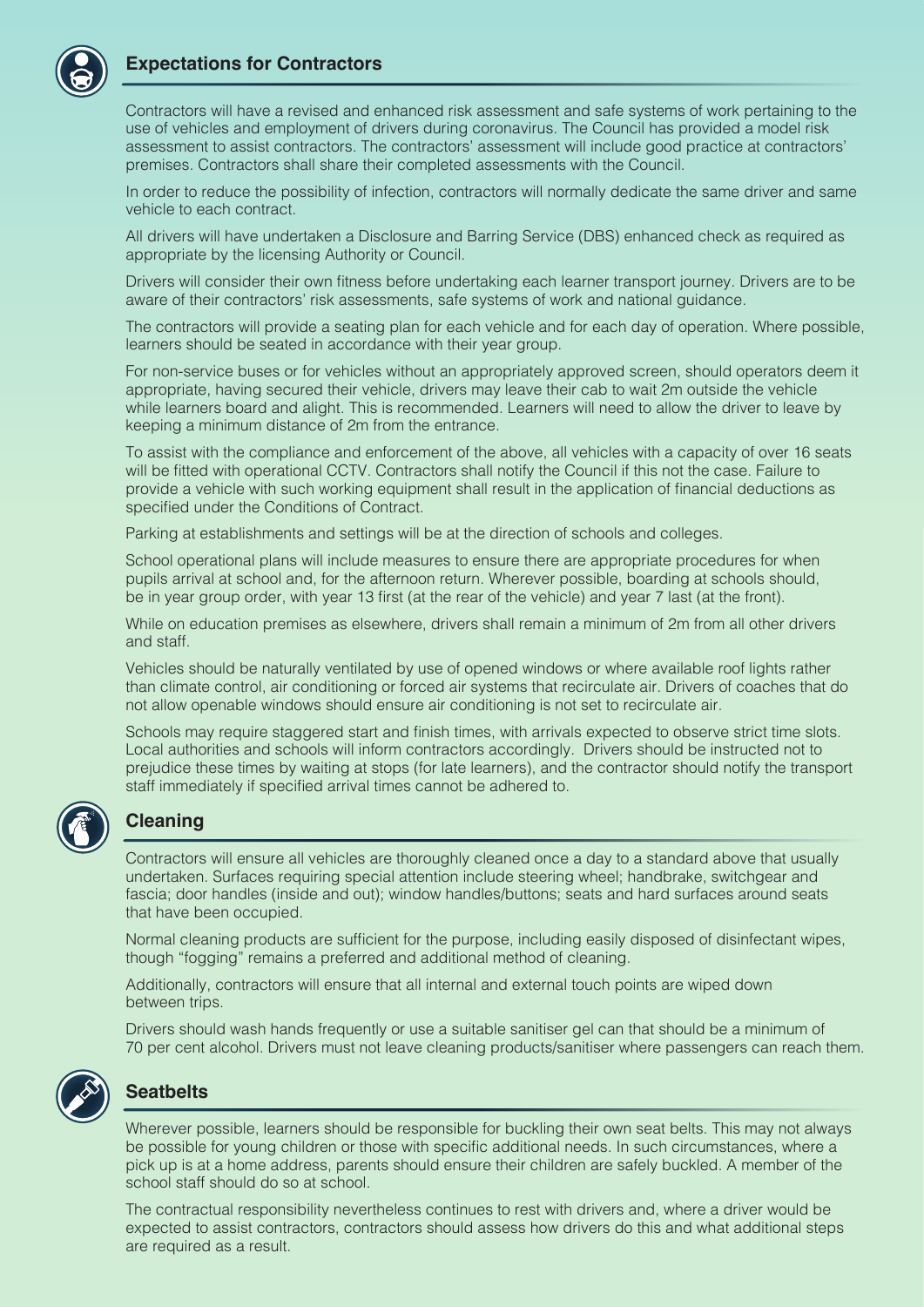## Expectations for Contractors

Contractors will have a revised and enhanced risk assessment and safe systems of work pertaining to the use of vehicles and employment of drivers during coronavirus. The Council has provided a model risk assessment to assist contractors. The contractors' assessment will include good practice at contractors' premises. Contractors shall share their completed assessments with the Council.

In order to reduce the possibility of infection, contractors will normally dedicate the same driver and same vehicle to each contract.

All drivers will have undertaken a Disclosure and Barring Service (DBS) enhanced check as required as appropriate by the licensing Authority or Council.

Drivers will consider their own fitness before undertaking each learner transport journey. Drivers are to be aware of their contractors' risk assessments, safe systems of work and national guidance.

The contractors will provide a seating plan for each vehicle and for each day of operation. Where possible, learners should be seated in accordance with their year group.

For non-service buses or for vehicles without an appropriately approved screen, should operators deem it appropriate, having secured their vehicle, drivers may leave their cab to wait 2m outside the vehicle while learners board and alight. This is recommended. Learners will need to allow the driver to leave by keeping a minimum distance of 2m from the entrance.

To assist with the compliance and enforcement of the above, all vehicles with a capacity of over 16 seats will be fitted with operational CCTV. Contractors shall notify the Council if this not the case. Failure to provide a vehicle with such working equipment shall result in the application of financial deductions as specified under the Conditions of Contract.

Parking at establishments and settings will be at the direction of schools and colleges.

School operational plans will include measures to ensure there are appropriate procedures for when pupils arrival at school and, for the afternoon return. Wherever possible, boarding at schools should, be in year group order, with year 13 first (at the rear of the vehicle) and year 7 last (at the front).

While on education premises as elsewhere, drivers shall remain a minimum of 2m from all other drivers and staff.

Vehicles should be naturally ventilated by use of opened windows or where available roof lights rather than climate control, air conditioning or forced air systems that recirculate air. Drivers of coaches that do not allow openable windows should ensure air conditioning is not set to recirculate air.

Schools may require staggered start and finish times, with arrivals expected to observe strict time slots. Local authorities and schools will inform contractors accordingly. Drivers should be instructed not to prejudice these times by waiting at stops (for late learners), and the contractor should notify the transport staff immediately if specified arrival times cannot be adhered to.

## Cleaning

Contractors will ensure all vehicles are thoroughly cleaned once a day to a standard above that usually undertaken. Surfaces requiring special attention include steering wheel; handbrake, switchgear and fascia; door handles (inside and out); window handles/buttons; seats and hard surfaces around seats that have been occupied.

Normal cleaning products are sufficient for the purpose, including easily disposed of disinfectant wipes, though "fogging" remains a preferred and additional method of cleaning.

Additionally, contractors will ensure that all internal and external touch points are wiped down between trips.

Drivers should wash hands frequently or use a suitable sanitiser gel can that should be a minimum of 70 per cent alcohol. Drivers must not leave cleaning products/sanitiser where passengers can reach them.

## Seatbelts

Wherever possible, learners should be responsible for buckling their own seat belts. This may not always be possible for young children or those with specific additional needs. In such circumstances, where a pick up is at a home address, parents should ensure their children are safely buckled. A member of the school staff should do so at school.

The contractual responsibility nevertheless continues to rest with drivers and, where a driver would be expected to assist contractors, contractors should assess how drivers do this and what additional steps are required as a result.